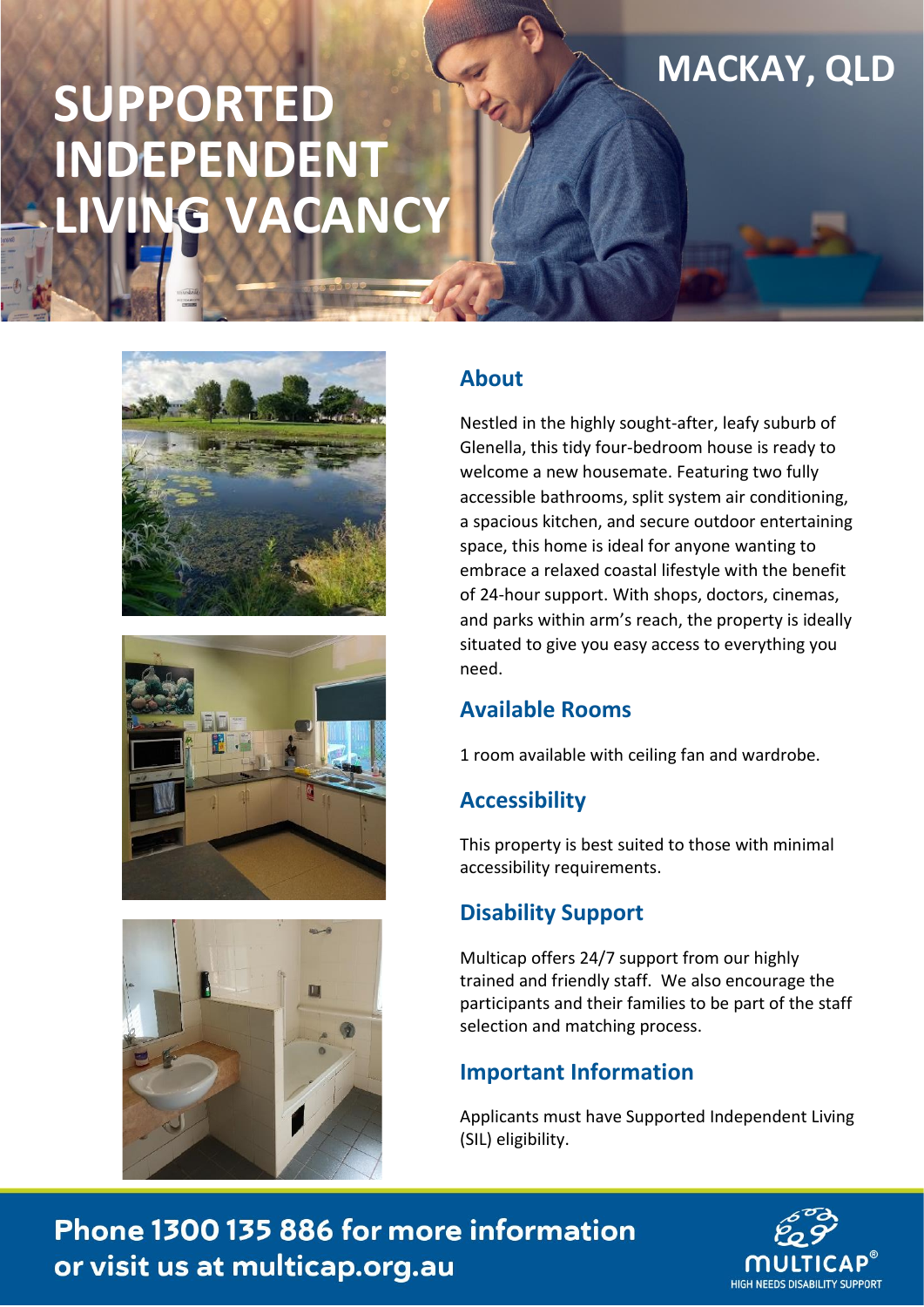MACKAY, QLD

# SUPPORTED INDEPENDENT LIVING VACANCY

## About

Nestled in the highly sought-after, leafy suburb of Glenella, this tidy four-bedroom house is ready to welcome a new housemate. Featuring two fully accessible bathrooms, split system air conditioning, a spacious kitchen, and secure outdoor entertaining space, this home is ideal for anyone wanting to embrace a relaxed coastal lifestyle with the benefit of 24-hour support. With shops, doctors, cinemas, and parks within arm's reach, the property is ideally situated to give you easy access to everything you need.

## Available Rooms

1 room available with ceiling fan and wardrobe.

## Accessibility

This property is best suited to those with minimal accessibility requirements.

## Disability Support

Multicap offers 24/7 support from our highly trained and friendly staff. We also encourage the participants and their families to be part of the staff selection and matching process.

## Important Information

Applicants must have Supported Independent Living (SIL) eligibility.

**Phone 1300 135 886 for more information or visit us at multicap.org.au**

MULTICAP® HIGH NEEDS DISABILITY SUPPORT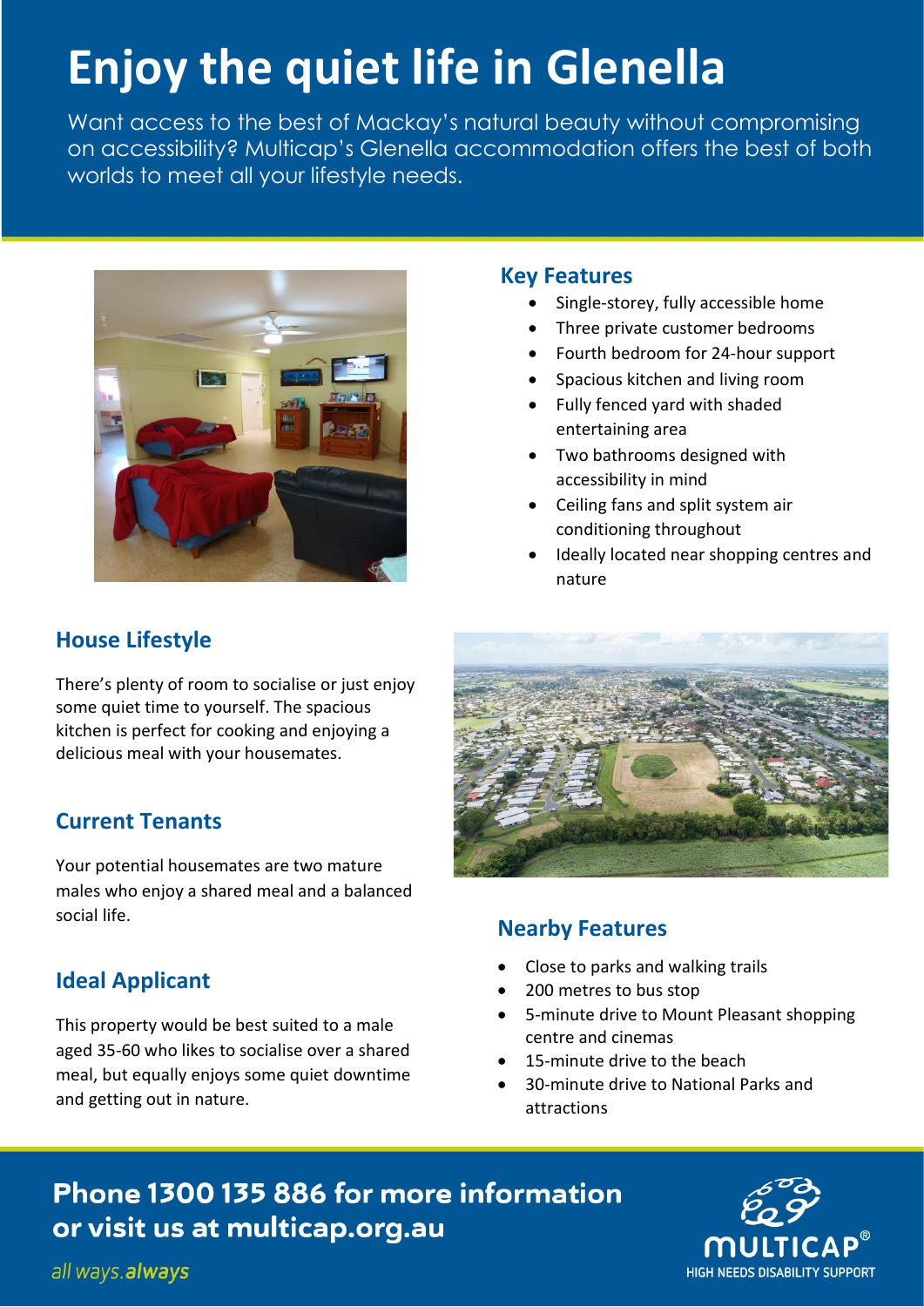# Enjoy the quiet life in Glenella

Want access to the best of Mackay's natural beauty without compromising on accessibility? Multicap's Glenella accommodation offers the best of both worlds to meet all your lifestyle needs.

## Key Features

- Single-storey, fully accessible home
- Three private customer bedrooms
- Fourth bedroom for 24-hour support
- Spacious kitchen and living room
- Fully fenced yard with shaded entertaining area
- Two bathrooms designed with accessibility in mind
- Ceiling fans and split system air conditioning throughout
- Ideally located near shopping centres and nature

## House Lifestyle

There's plenty of room to socialise or just enjoy some quiet time to yourself. The spacious kitchen is perfect for cooking and enjoying a delicious meal with your housemates.

## Current Tenants

Your potential housemates are two mature males who enjoy a shared meal and a balanced social life.

## Ideal Applicant

This property would be best suited to a male aged 35-60 who likes to socialise over a shared meal, but equally enjoys some quiet downtime and getting out in nature.

## Nearby Features

- Close to parks and walking trails
- 200 metres to bus stop
- 5-minute drive to Mount Pleasant shopping centre and cinemas
- 15-minute drive to the beach
- 30-minute drive to National Parks and attractions

**Phone 1300 135 886 for more information or visit us at multicap.org.au**

*all ways.**always***

MULTICAP® HIGH NEEDS DISABILITY SUPPORT